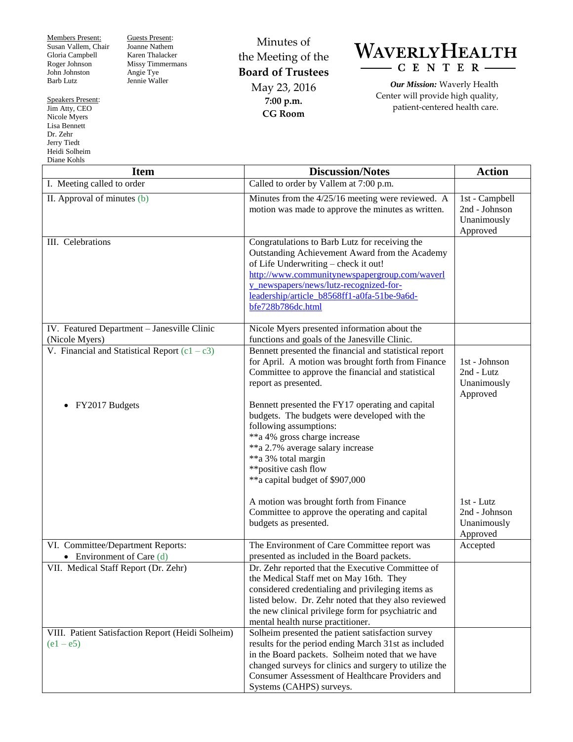Members Present:
Susan Vallem, Chair
Gloria Campbell
Roger Johnson
John Johnston
Barb Lutz

Guests Present:
Joanne Nathem
Karen Thalacker
Missy Timmermans
Angie Tye
Jennie Waller

Speakers Present:
Jim Atty, CEO
Nicole Myers
Lisa Bennett
Dr. Zehr
Jerry Tiedt
Heidi Solheim
Diane Kohls

Minutes of
the Meeting of the
**Board of Trustees**
May 23, 2016
**7:00 p.m.**
**CG Room**

# WAVERLYHEALTH CENTER

***Our Mission:*** Waverly Health Center will provide high quality, patient-centered health care.

| Item | Discussion/Notes | Action |
|---|---|---|
| I. Meeting called to order | Called to order by Vallem at 7:00 p.m. | |
| II. Approval of minutes (b) | Minutes from the 4/25/16 meeting were reviewed. A motion was made to approve the minutes as written. | 1st - Campbell<br>2nd - Johnson<br>Unanimously Approved |
| III. Celebrations | Congratulations to Barb Lutz for receiving the Outstanding Achievement Award from the Academy of Life Underwriting – check it out! http://www.communitynewspapergroup.com/waverly_newspapers/news/lutz-recognized-for-leadership/article_b8568ff1-a0fa-51be-9a6d-bfe728b786dc.html | |
| IV. Featured Department – Janesville Clinic (Nicole Myers) | Nicole Myers presented information about the functions and goals of the Janesville Clinic. | |
| V. Financial and Statistical Report (c1 – c3) | Bennett presented the financial and statistical report for April. A motion was brought forth from Finance Committee to approve the financial and statistical report as presented. | 1st - Johnson<br>2nd - Lutz<br>Unanimously Approved |
| • FY2017 Budgets | Bennett presented the FY17 operating and capital budgets. The budgets were developed with the following assumptions:<br>**a 4% gross charge increase<br>**a 2.7% average salary increase<br>**a 3% total margin<br>**positive cash flow<br>**a capital budget of $907,000<br><br>A motion was brought forth from Finance Committee to approve the operating and capital budgets as presented. | 1st - Lutz<br>2nd - Johnson<br>Unanimously Approved |
| VI. Committee/Department Reports:<br>• Environment of Care (d) | The Environment of Care Committee report was presented as included in the Board packets. | Accepted |
| VII. Medical Staff Report (Dr. Zehr) | Dr. Zehr reported that the Executive Committee of the Medical Staff met on May 16th. They considered credentialing and privileging items as listed below. Dr. Zehr noted that they also reviewed the new clinical privilege form for psychiatric and mental health nurse practitioner. | |
| VIII. Patient Satisfaction Report (Heidi Solheim) (e1 – e5) | Solheim presented the patient satisfaction survey results for the period ending March 31st as included in the Board packets. Solheim noted that we have changed surveys for clinics and surgery to utilize the Consumer Assessment of Healthcare Providers and Systems (CAHPS) surveys. | |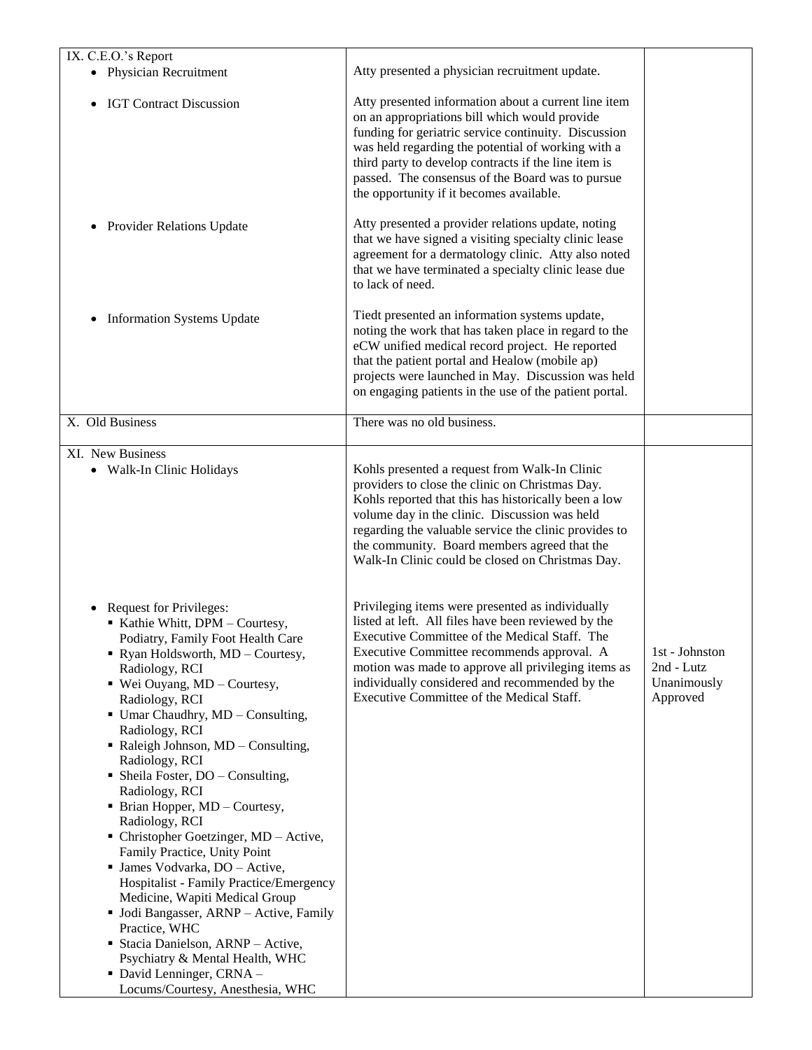| | | |
|---|---|---|
| IX. C.E.O.'s Report<br>• Physician Recruitment | Atty presented a physician recruitment update. | |
| • IGT Contract Discussion | Atty presented information about a current line item on an appropriations bill which would provide funding for geriatric service continuity. Discussion was held regarding the potential of working with a third party to develop contracts if the line item is passed. The consensus of the Board was to pursue the opportunity if it becomes available. | |
| • Provider Relations Update | Atty presented a provider relations update, noting that we have signed a visiting specialty clinic lease agreement for a dermatology clinic. Atty also noted that we have terminated a specialty clinic lease due to lack of need. | |
| • Information Systems Update | Tiedt presented an information systems update, noting the work that has taken place in regard to the eCW unified medical record project. He reported that the patient portal and Healow (mobile ap) projects were launched in May. Discussion was held on engaging patients in the use of the patient portal. | |
| X. Old Business | There was no old business. | |
| XI. New Business<br>• Walk-In Clinic Holidays | Kohls presented a request from Walk-In Clinic providers to close the clinic on Christmas Day. Kohls reported that this has historically been a low volume day in the clinic. Discussion was held regarding the valuable service the clinic provides to the community. Board members agreed that the Walk-In Clinic could be closed on Christmas Day. | |
| • Request for Privileges:<br>▪ Kathie Whitt, DPM – Courtesy, Podiatry, Family Foot Health Care<br>▪ Ryan Holdsworth, MD – Courtesy, Radiology, RCI<br>▪ Wei Ouyang, MD – Courtesy, Radiology, RCI<br>▪ Umar Chaudhry, MD – Consulting, Radiology, RCI<br>▪ Raleigh Johnson, MD – Consulting, Radiology, RCI<br>▪ Sheila Foster, DO – Consulting, Radiology, RCI<br>▪ Brian Hopper, MD – Courtesy, Radiology, RCI<br>▪ Christopher Goetzinger, MD – Active, Family Practice, Unity Point<br>▪ James Vodvarka, DO – Active, Hospitalist - Family Practice/Emergency Medicine, Wapiti Medical Group<br>▪ Jodi Bangasser, ARNP – Active, Family Practice, WHC<br>▪ Stacia Danielson, ARNP – Active, Psychiatry & Mental Health, WHC<br>▪ David Lenninger, CRNA – Locums/Courtesy, Anesthesia, WHC | Privileging items were presented as individually listed at left. All files have been reviewed by the Executive Committee of the Medical Staff. The Executive Committee recommends approval. A motion was made to approve all privileging items as individually considered and recommended by the Executive Committee of the Medical Staff. | 1st - Johnston<br>2nd - Lutz<br>Unanimously Approved |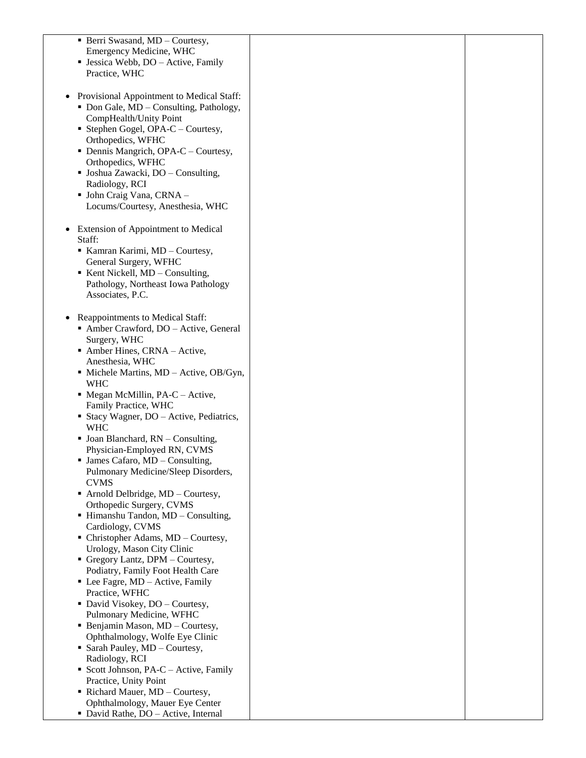| | | |
|---|---|---|
| ▪ Berri Swasand, MD – Courtesy, Emergency Medicine, WHC<br>▪ Jessica Webb, DO – Active, Family Practice, WHC<br><br>• Provisional Appointment to Medical Staff:<br>▪ Don Gale, MD – Consulting, Pathology, CompHealth/Unity Point<br>▪ Stephen Gogel, OPA-C – Courtesy, Orthopedics, WFHC<br>▪ Dennis Mangrich, OPA-C – Courtesy, Orthopedics, WFHC<br>▪ Joshua Zawacki, DO – Consulting, Radiology, RCI<br>▪ John Craig Vana, CRNA – Locums/Courtesy, Anesthesia, WHC<br><br>• Extension of Appointment to Medical Staff:<br>▪ Kamran Karimi, MD – Courtesy, General Surgery, WFHC<br>▪ Kent Nickell, MD – Consulting, Pathology, Northeast Iowa Pathology Associates, P.C.<br><br>• Reappointments to Medical Staff:<br>▪ Amber Crawford, DO – Active, General Surgery, WHC<br>▪ Amber Hines, CRNA – Active, Anesthesia, WHC<br>▪ Michele Martins, MD – Active, OB/Gyn, WHC<br>▪ Megan McMillin, PA-C – Active, Family Practice, WHC<br>▪ Stacy Wagner, DO – Active, Pediatrics, WHC<br>▪ Joan Blanchard, RN – Consulting, Physician-Employed RN, CVMS<br>▪ James Cafaro, MD – Consulting, Pulmonary Medicine/Sleep Disorders, CVMS<br>▪ Arnold Delbridge, MD – Courtesy, Orthopedic Surgery, CVMS<br>▪ Himanshu Tandon, MD – Consulting, Cardiology, CVMS<br>▪ Christopher Adams, MD – Courtesy, Urology, Mason City Clinic<br>▪ Gregory Lantz, DPM – Courtesy, Podiatry, Family Foot Health Care<br>▪ Lee Fagre, MD – Active, Family Practice, WFHC<br>▪ David Visokey, DO – Courtesy, Pulmonary Medicine, WFHC<br>▪ Benjamin Mason, MD – Courtesy, Ophthalmology, Wolfe Eye Clinic<br>▪ Sarah Pauley, MD – Courtesy, Radiology, RCI<br>▪ Scott Johnson, PA-C – Active, Family Practice, Unity Point<br>▪ Richard Mauer, MD – Courtesy, Ophthalmology, Mauer Eye Center<br>▪ David Rathe, DO – Active, Internal | | |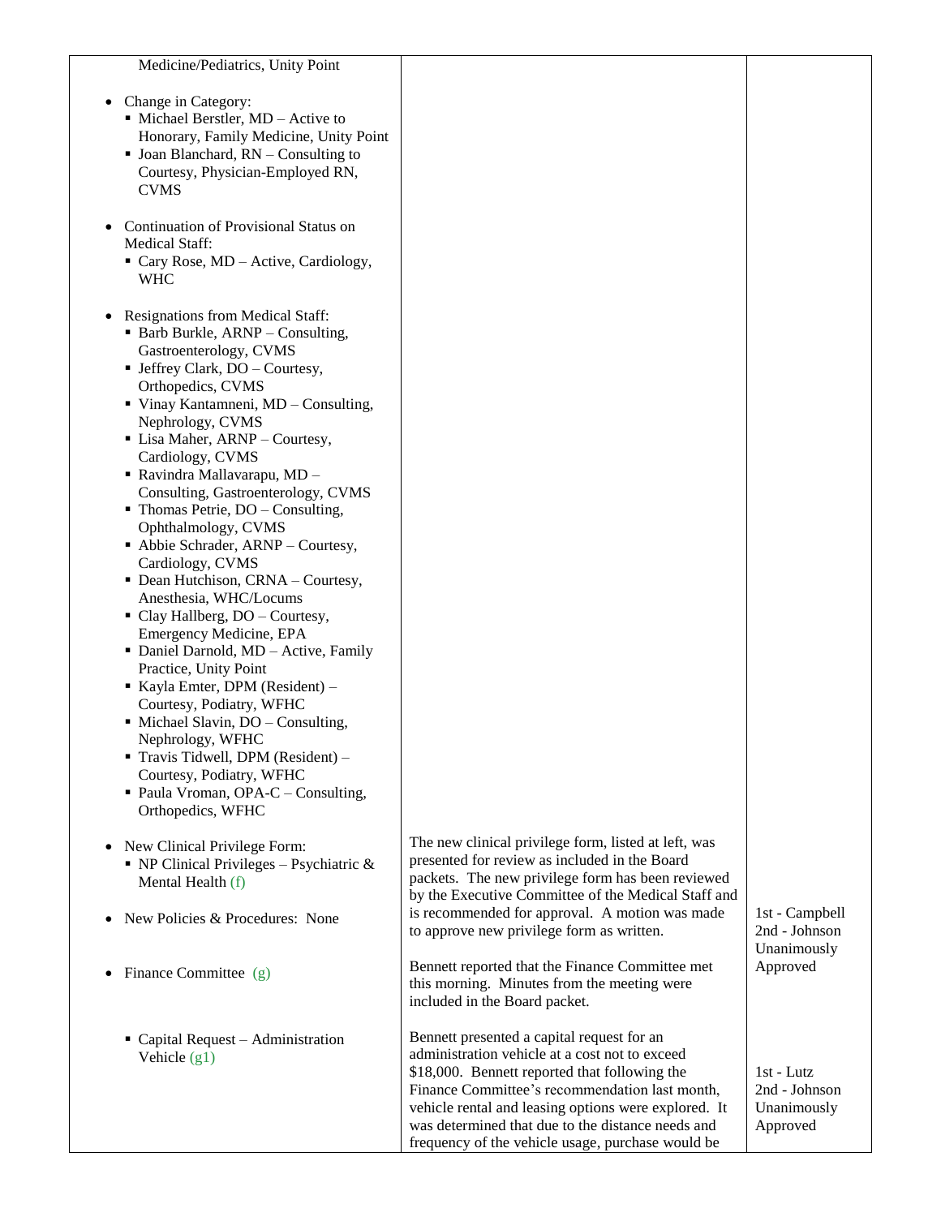| | | |
|---|---|---|
| Medicine/Pediatrics, Unity Point<br><br>• Change in Category:<br>  ▪ Michael Berstler, MD – Active to Honorary, Family Medicine, Unity Point<br>  ▪ Joan Blanchard, RN – Consulting to Courtesy, Physician-Employed RN, CVMS<br><br>• Continuation of Provisional Status on Medical Staff:<br>  ▪ Cary Rose, MD – Active, Cardiology, WHC<br><br>• Resignations from Medical Staff:<br>  ▪ Barb Burkle, ARNP – Consulting, Gastroenterology, CVMS<br>  ▪ Jeffrey Clark, DO – Courtesy, Orthopedics, CVMS<br>  ▪ Vinay Kantamneni, MD – Consulting, Nephrology, CVMS<br>  ▪ Lisa Maher, ARNP – Courtesy, Cardiology, CVMS<br>  ▪ Ravindra Mallavarapu, MD – Consulting, Gastroenterology, CVMS<br>  ▪ Thomas Petrie, DO – Consulting, Ophthalmology, CVMS<br>  ▪ Abbie Schrader, ARNP – Courtesy, Cardiology, CVMS<br>  ▪ Dean Hutchison, CRNA – Courtesy, Anesthesia, WHC/Locums<br>  ▪ Clay Hallberg, DO – Courtesy, Emergency Medicine, EPA<br>  ▪ Daniel Darnold, MD – Active, Family Practice, Unity Point<br>  ▪ Kayla Emter, DPM (Resident) – Courtesy, Podiatry, WFHC<br>  ▪ Michael Slavin, DO – Consulting, Nephrology, WFHC<br>  ▪ Travis Tidwell, DPM (Resident) – Courtesy, Podiatry, WFHC<br>  ▪ Paula Vroman, OPA-C – Consulting, Orthopedics, WFHC | | |
| • New Clinical Privilege Form:<br>  ▪ NP Clinical Privileges – Psychiatric & Mental Health (f)<br><br>• New Policies & Procedures: None | The new clinical privilege form, listed at left, was presented for review as included in the Board packets. The new privilege form has been reviewed by the Executive Committee of the Medical Staff and is recommended for approval. A motion was made to approve new privilege form as written. | 1st - Campbell<br>2nd - Johnson<br>Unanimously Approved |
| • Finance Committee (g) | Bennett reported that the Finance Committee met this morning. Minutes from the meeting were included in the Board packet. | |
| ▪ Capital Request – Administration Vehicle (g1) | Bennett presented a capital request for an administration vehicle at a cost not to exceed $18,000. Bennett reported that following the Finance Committee's recommendation last month, vehicle rental and leasing options were explored. It was determined that due to the distance needs and frequency of the vehicle usage, purchase would be | 1st - Lutz<br>2nd - Johnson<br>Unanimously Approved |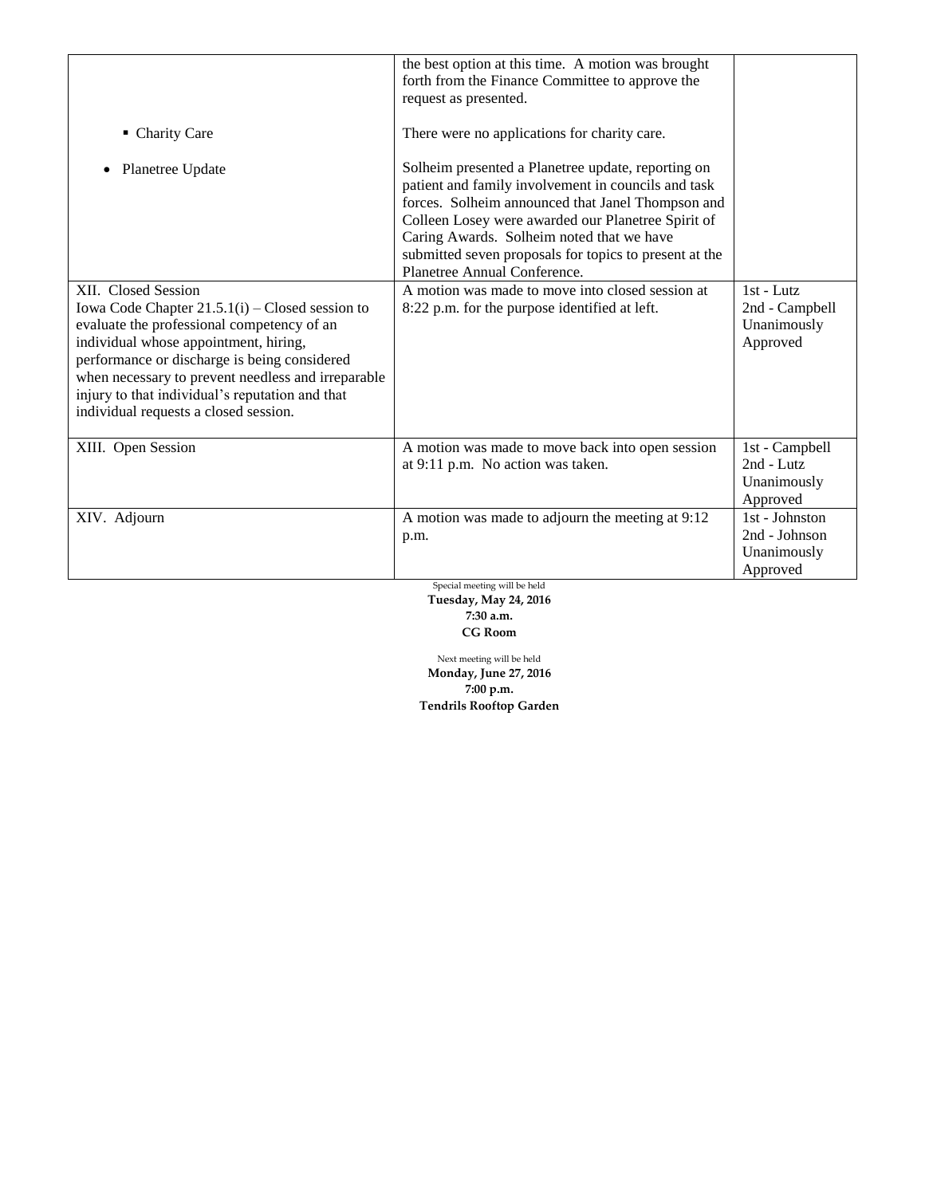| | | |
|---|---|---|
| | the best option at this time. A motion was brought forth from the Finance Committee to approve the request as presented. | |
| ▪ Charity Care | There were no applications for charity care. | |
| • Planetree Update | Solheim presented a Planetree update, reporting on patient and family involvement in councils and task forces. Solheim announced that Janel Thompson and Colleen Losey were awarded our Planetree Spirit of Caring Awards. Solheim noted that we have submitted seven proposals for topics to present at the Planetree Annual Conference. | |
| XII. Closed Session<br>Iowa Code Chapter 21.5.1(i) – Closed session to evaluate the professional competency of an individual whose appointment, hiring, performance or discharge is being considered when necessary to prevent needless and irreparable injury to that individual's reputation and that individual requests a closed session. | A motion was made to move into closed session at 8:22 p.m. for the purpose identified at left. | 1st - Lutz<br>2nd - Campbell<br>Unanimously Approved |
| XIII. Open Session | A motion was made to move back into open session at 9:11 p.m. No action was taken. | 1st - Campbell<br>2nd - Lutz<br>Unanimously Approved |
| XIV. Adjourn | A motion was made to adjourn the meeting at 9:12 p.m. | 1st - Johnston<br>2nd - Johnson<br>Unanimously Approved |

Special meeting will be held
**Tuesday, May 24, 2016**
**7:30 a.m.**
**CG Room**

Next meeting will be held
**Monday, June 27, 2016**
**7:00 p.m.**
**Tendrils Rooftop Garden**